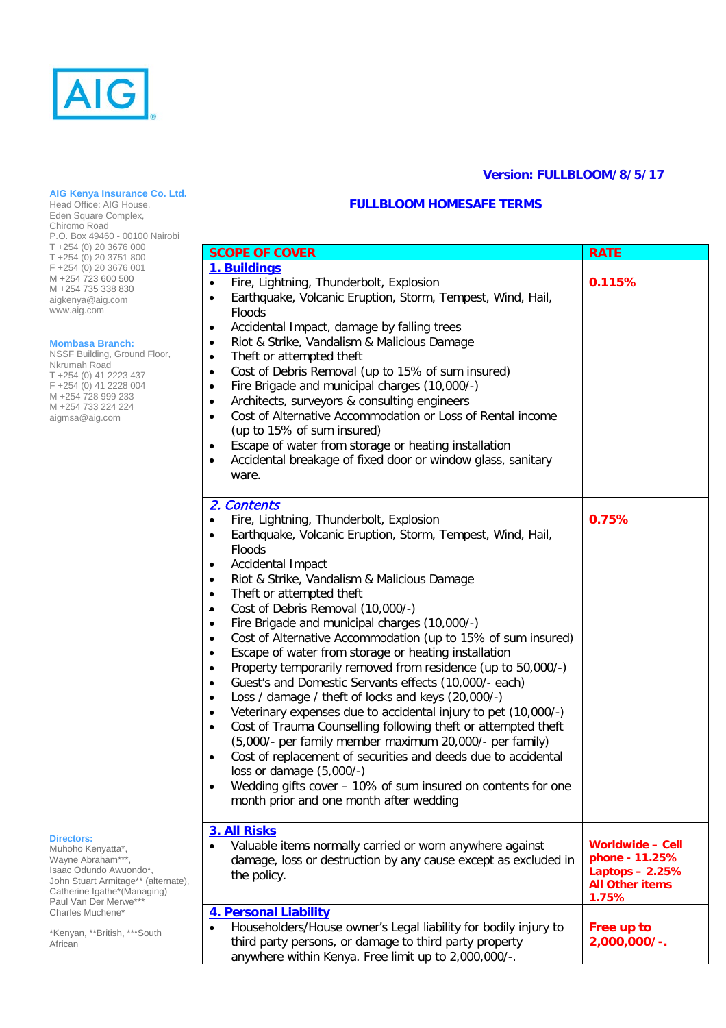AIG

**Version: FULLBLOOM/8/5/17**

**AIG Kenya Insurance Co. Ltd.**
Head Office: AIG House,
Eden Square Complex,
Chiromo Road
P.O. Box 49460 - 00100 Nairobi
T +254 (0) 20 3676 000
T +254 (0) 20 3751 800
F +254 (0) 20 3676 001
M +254 723 600 500
M +254 735 338 830
aigkenya@aig.com
www.aig.com

**Mombasa Branch:**
NSSF Building, Ground Floor,
Nkrumah Road
T +254 (0) 41 2223 437
F +254 (0) 41 2228 004
M +254 728 999 233
M +254 733 224 224
aigmsa@aig.com

**Directors:**
Muhoho Kenyatta*,
Wayne Abraham***,
Isaac Odundo Awuondo*,
John Stuart Armitage** (alternate),
Catherine Igathe*(Managing)
Paul Van Der Merwe***
Charles Muchene*

*Kenyan, **British, ***South African

# FULLBLOOM HOMESAFE TERMS

| SCOPE OF COVER | RATE |
|---|---|
| **1. Buildings**<br>• Fire, Lightning, Thunderbolt, Explosion<br>• Earthquake, Volcanic Eruption, Storm, Tempest, Wind, Hail, Floods<br>• Accidental Impact, damage by falling trees<br>• Riot & Strike, Vandalism & Malicious Damage<br>• Theft or attempted theft<br>• Cost of Debris Removal (up to 15% of sum insured)<br>• Fire Brigade and municipal charges (10,000/-)<br>• Architects, surveyors & consulting engineers<br>• Cost of Alternative Accommodation or Loss of Rental income (up to 15% of sum insured)<br>• Escape of water from storage or heating installation<br>• Accidental breakage of fixed door or window glass, sanitary ware. | **0.115%** |
| ***2. Contents***<br>• Fire, Lightning, Thunderbolt, Explosion<br>• Earthquake, Volcanic Eruption, Storm, Tempest, Wind, Hail, Floods<br>• Accidental Impact<br>• Riot & Strike, Vandalism & Malicious Damage<br>• Theft or attempted theft<br>• Cost of Debris Removal (10,000/-)<br>• Fire Brigade and municipal charges (10,000/-)<br>• Cost of Alternative Accommodation (up to 15% of sum insured)<br>• Escape of water from storage or heating installation<br>• Property temporarily removed from residence (up to 50,000/-)<br>• Guest's and Domestic Servants effects (10,000/- each)<br>• Loss / damage / theft of locks and keys (20,000/-)<br>• Veterinary expenses due to accidental injury to pet (10,000/-)<br>• Cost of Trauma Counselling following theft or attempted theft (5,000/- per family member maximum 20,000/- per family)<br>• Cost of replacement of securities and deeds due to accidental loss or damage (5,000/-)<br>• Wedding gifts cover – 10% of sum insured on contents for one month prior and one month after wedding | **0.75%** |
| **3. All Risks**<br>• Valuable items normally carried or worn anywhere against damage, loss or destruction by any cause except as excluded in the policy. | **Worldwide – Cell phone - 11.25%**<br>**Laptops – 2.25%**<br>**All Other items 1.75%** |
| **4. Personal Liability**<br>• Householders/House owner's Legal liability for bodily injury to third party persons, or damage to third party property anywhere within Kenya. Free limit up to 2,000,000/-. | **Free up to 2,000,000/-.** |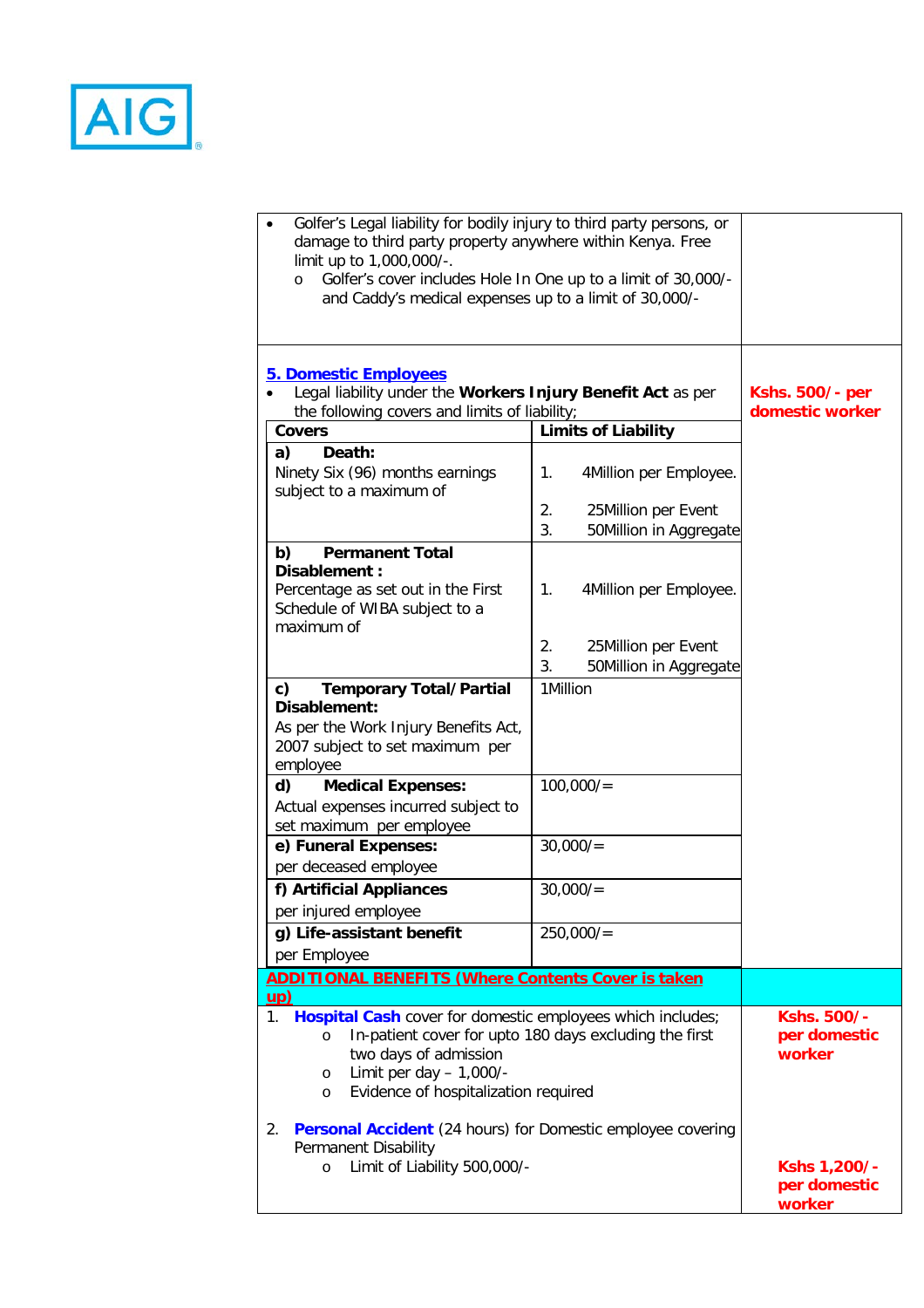- Golfer's Legal liability for bodily injury to third party persons, or damage to third party property anywhere within Kenya. Free limit up to 1,000,000/-.
    - Golfer's cover includes Hole In One up to a limit of 30,000/- and Caddy's medical expenses up to a limit of 30,000/-

## 5. Domestic Employees

- Legal liability under the **Workers Injury Benefit Act** as per the following covers and limits of liability;

**Kshs. 500/- per domestic worker**

| Covers | Limits of Liability |
|---|---|
| **a) Death:** Ninety Six (96) months earnings subject to a maximum of | 1. 4Million per Employee. 2. 25Million per Event 3. 50Million in Aggregate |
| **b) Permanent Total Disablement :** Percentage as set out in the First Schedule of WIBA subject to a maximum of | 1. 4Million per Employee. 2. 25Million per Event 3. 50Million in Aggregate |
| **c) Temporary Total/Partial Disablement:** As per the Work Injury Benefits Act, 2007 subject to set maximum per employee | 1Million |
| **d) Medical Expenses:** Actual expenses incurred subject to set maximum per employee | 100,000/= |
| **e) Funeral Expenses:** per deceased employee | 30,000/= |
| **f) Artificial Appliances** per injured employee | 30,000/= |
| **g) Life-assistant benefit** per Employee | 250,000/= |

**ADDITIONAL BENEFITS (Where Contents Cover is taken up)**

1. **Hospital Cash** cover for domestic employees which includes; **Kshs. 500/- per domestic worker**
    - In-patient cover for upto 180 days excluding the first two days of admission
    - Limit per day – 1,000/-
    - Evidence of hospitalization required

2. **Personal Accident** (24 hours) for Domestic employee covering Permanent Disability **Kshs 1,200/- per domestic worker**
    - Limit of Liability 500,000/-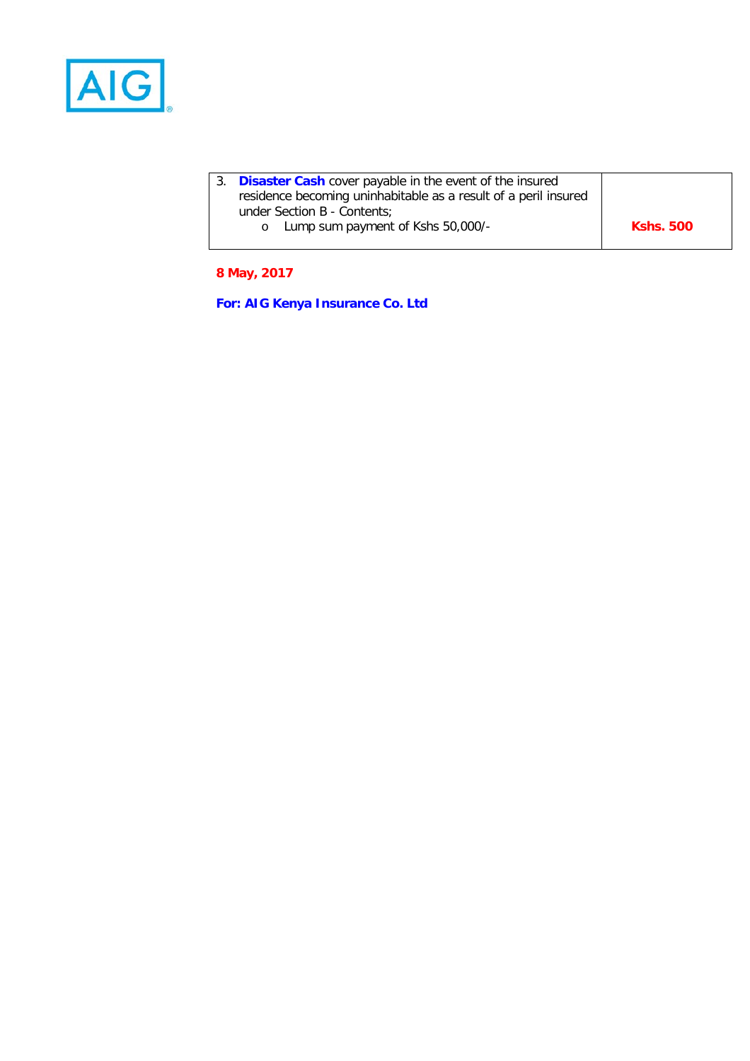| | |
|---|---|
| 3. **Disaster Cash** cover payable in the event of the insured residence becoming uninhabitable as a result of a peril insured under Section B - Contents;<br>o Lump sum payment of Kshs 50,000/- | **Kshs. 500** |

**8 May, 2017**

**For: AIG Kenya Insurance Co. Ltd**